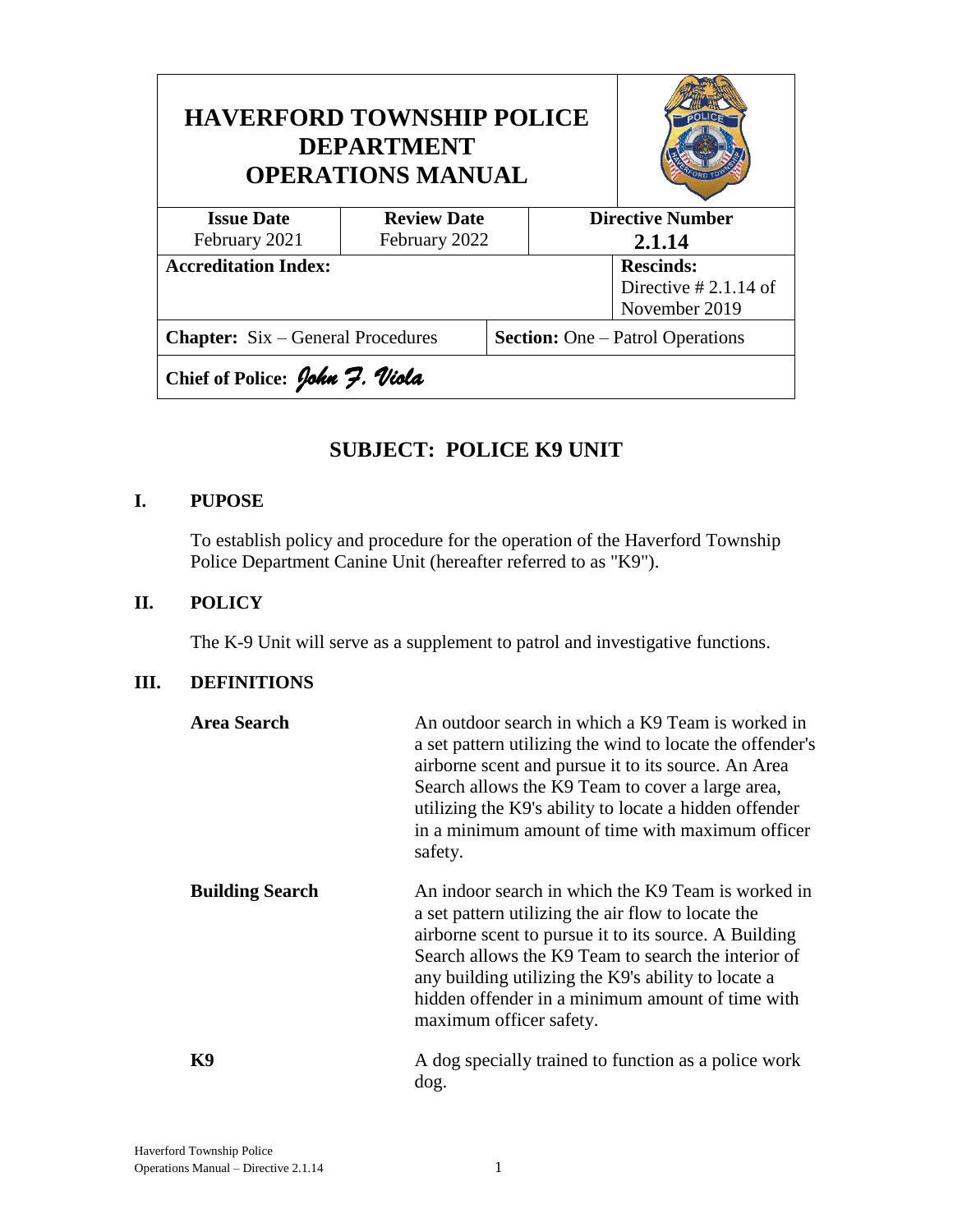| | | | |
|---|---|---|---|
| **HAVERFORD TOWNSHIP POLICE DEPARTMENT OPERATIONS MANUAL** | | | |
| **Issue Date**<br>February 2021 | **Review Date**<br>February 2022 | **Directive Number**<br>**2.1.14** | |
| **Accreditation Index:** | | | **Rescinds:**<br>Directive # 2.1.14 of November 2019 |
| **Chapter:** Six – General Procedures | | **Section:** One – Patrol Operations | |
| **Chief of Police:** *John F. Viola* | | | |

## SUBJECT: POLICE K9 UNIT

### I. PUPOSE

To establish policy and procedure for the operation of the Haverford Township Police Department Canine Unit (hereafter referred to as "K9").

### II. POLICY

The K-9 Unit will serve as a supplement to patrol and investigative functions.

### III. DEFINITIONS

**Area Search** — An outdoor search in which a K9 Team is worked in a set pattern utilizing the wind to locate the offender's airborne scent and pursue it to its source. An Area Search allows the K9 Team to cover a large area, utilizing the K9's ability to locate a hidden offender in a minimum amount of time with maximum officer safety.

**Building Search** — An indoor search in which the K9 Team is worked in a set pattern utilizing the air flow to locate the airborne scent to pursue it to its source. A Building Search allows the K9 Team to search the interior of any building utilizing the K9's ability to locate a hidden offender in a minimum amount of time with maximum officer safety.

**K9** — A dog specially trained to function as a police work dog.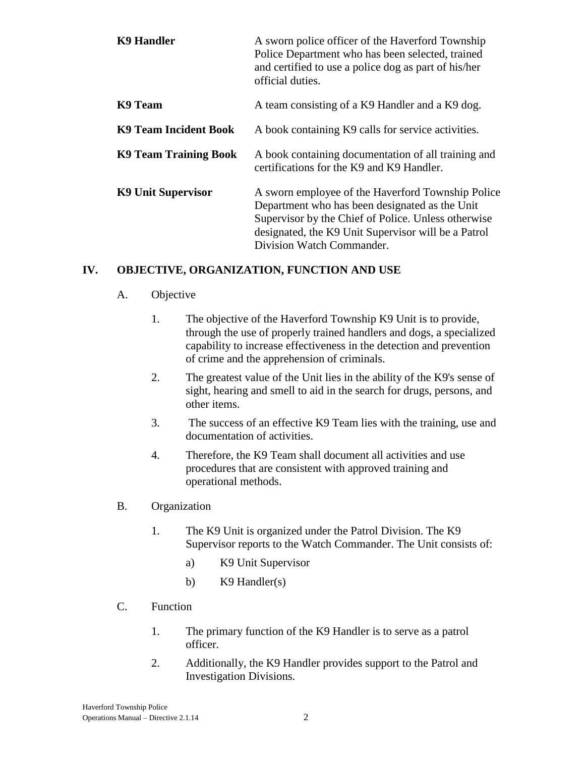| | |
|---|---|
| **K9 Handler** | A sworn police officer of the Haverford Township Police Department who has been selected, trained and certified to use a police dog as part of his/her official duties. |
| **K9 Team** | A team consisting of a K9 Handler and a K9 dog. |
| **K9 Team Incident Book** | A book containing K9 calls for service activities. |
| **K9 Team Training Book** | A book containing documentation of all training and certifications for the K9 and K9 Handler. |
| **K9 Unit Supervisor** | A sworn employee of the Haverford Township Police Department who has been designated as the Unit Supervisor by the Chief of Police. Unless otherwise designated, the K9 Unit Supervisor will be a Patrol Division Watch Commander. |

## IV. OBJECTIVE, ORGANIZATION, FUNCTION AND USE

A. Objective

1. The objective of the Haverford Township K9 Unit is to provide, through the use of properly trained handlers and dogs, a specialized capability to increase effectiveness in the detection and prevention of crime and the apprehension of criminals.

2. The greatest value of the Unit lies in the ability of the K9's sense of sight, hearing and smell to aid in the search for drugs, persons, and other items.

3. The success of an effective K9 Team lies with the training, use and documentation of activities.

4. Therefore, the K9 Team shall document all activities and use procedures that are consistent with approved training and operational methods.

B. Organization

1. The K9 Unit is organized under the Patrol Division. The K9 Supervisor reports to the Watch Commander. The Unit consists of:

   a) K9 Unit Supervisor

   b) K9 Handler(s)

C. Function

1. The primary function of the K9 Handler is to serve as a patrol officer.

2. Additionally, the K9 Handler provides support to the Patrol and Investigation Divisions.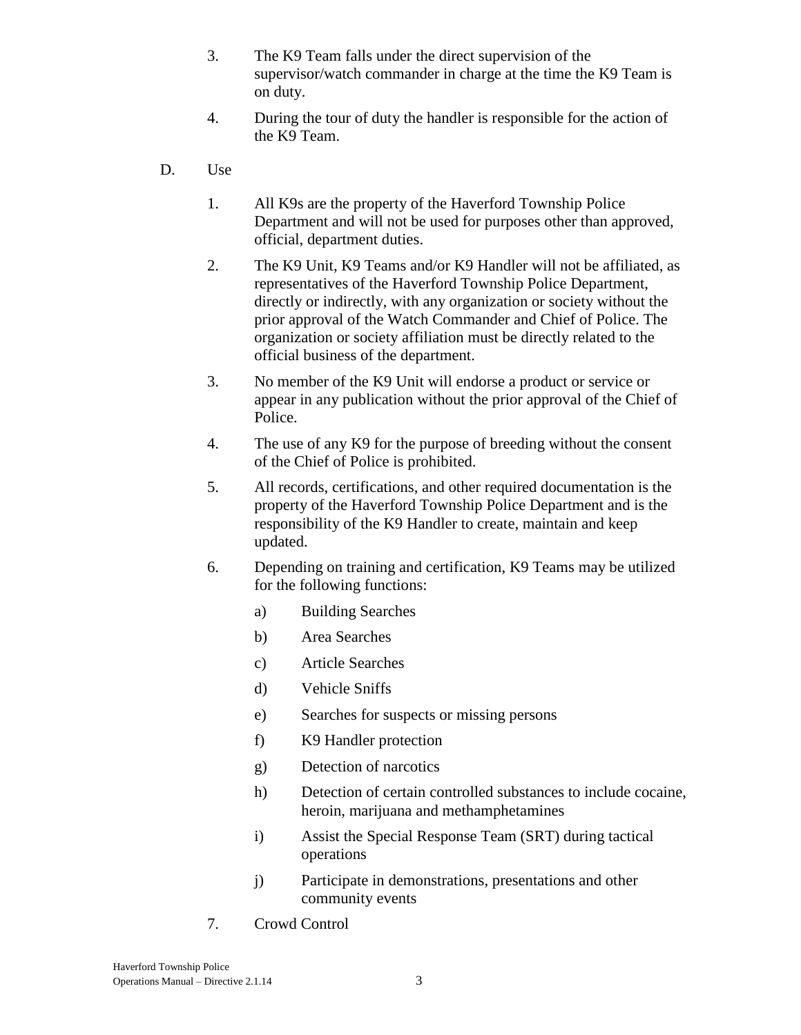3. The K9 Team falls under the direct supervision of the supervisor/watch commander in charge at the time the K9 Team is on duty.

4. During the tour of duty the handler is responsible for the action of the K9 Team.

D. Use

1. All K9s are the property of the Haverford Township Police Department and will not be used for purposes other than approved, official, department duties.

2. The K9 Unit, K9 Teams and/or K9 Handler will not be affiliated, as representatives of the Haverford Township Police Department, directly or indirectly, with any organization or society without the prior approval of the Watch Commander and Chief of Police. The organization or society affiliation must be directly related to the official business of the department.

3. No member of the K9 Unit will endorse a product or service or appear in any publication without the prior approval of the Chief of Police.

4. The use of any K9 for the purpose of breeding without the consent of the Chief of Police is prohibited.

5. All records, certifications, and other required documentation is the property of the Haverford Township Police Department and is the responsibility of the K9 Handler to create, maintain and keep updated.

6. Depending on training and certification, K9 Teams may be utilized for the following functions:

   a) Building Searches

   b) Area Searches

   c) Article Searches

   d) Vehicle Sniffs

   e) Searches for suspects or missing persons

   f) K9 Handler protection

   g) Detection of narcotics

   h) Detection of certain controlled substances to include cocaine, heroin, marijuana and methamphetamines

   i) Assist the Special Response Team (SRT) during tactical operations

   j) Participate in demonstrations, presentations and other community events

7. Crowd Control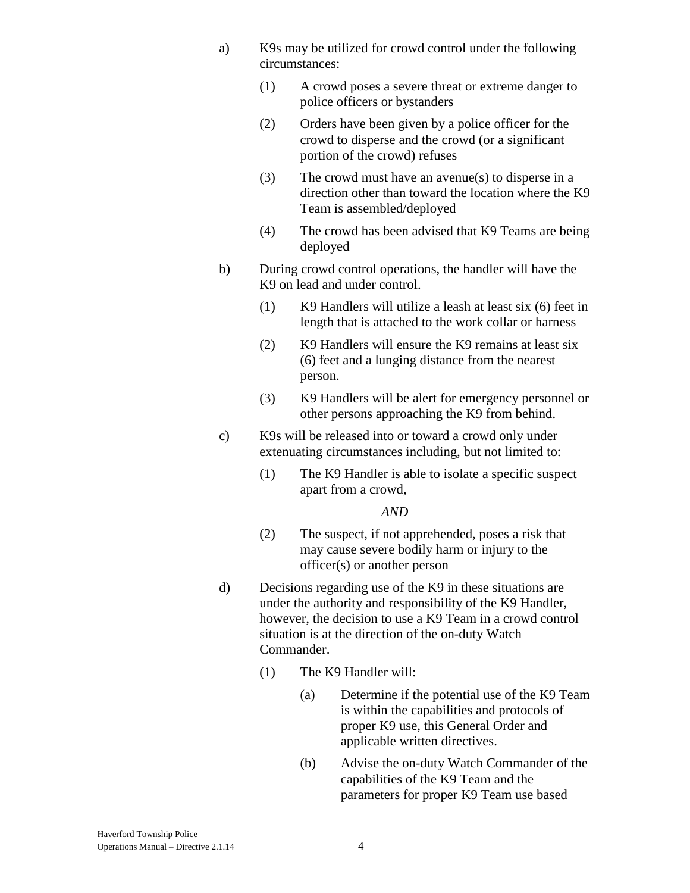a) K9s may be utilized for crowd control under the following circumstances:

   (1) A crowd poses a severe threat or extreme danger to police officers or bystanders

   (2) Orders have been given by a police officer for the crowd to disperse and the crowd (or a significant portion of the crowd) refuses

   (3) The crowd must have an avenue(s) to disperse in a direction other than toward the location where the K9 Team is assembled/deployed

   (4) The crowd has been advised that K9 Teams are being deployed

b) During crowd control operations, the handler will have the K9 on lead and under control.

   (1) K9 Handlers will utilize a leash at least six (6) feet in length that is attached to the work collar or harness

   (2) K9 Handlers will ensure the K9 remains at least six (6) feet and a lunging distance from the nearest person.

   (3) K9 Handlers will be alert for emergency personnel or other persons approaching the K9 from behind.

c) K9s will be released into or toward a crowd only under extenuating circumstances including, but not limited to:

   (1) The K9 Handler is able to isolate a specific suspect apart from a crowd,

   *AND*

   (2) The suspect, if not apprehended, poses a risk that may cause severe bodily harm or injury to the officer(s) or another person

d) Decisions regarding use of the K9 in these situations are under the authority and responsibility of the K9 Handler, however, the decision to use a K9 Team in a crowd control situation is at the direction of the on-duty Watch Commander.

   (1) The K9 Handler will:

      (a) Determine if the potential use of the K9 Team is within the capabilities and protocols of proper K9 use, this General Order and applicable written directives.

      (b) Advise the on-duty Watch Commander of the capabilities of the K9 Team and the parameters for proper K9 Team use based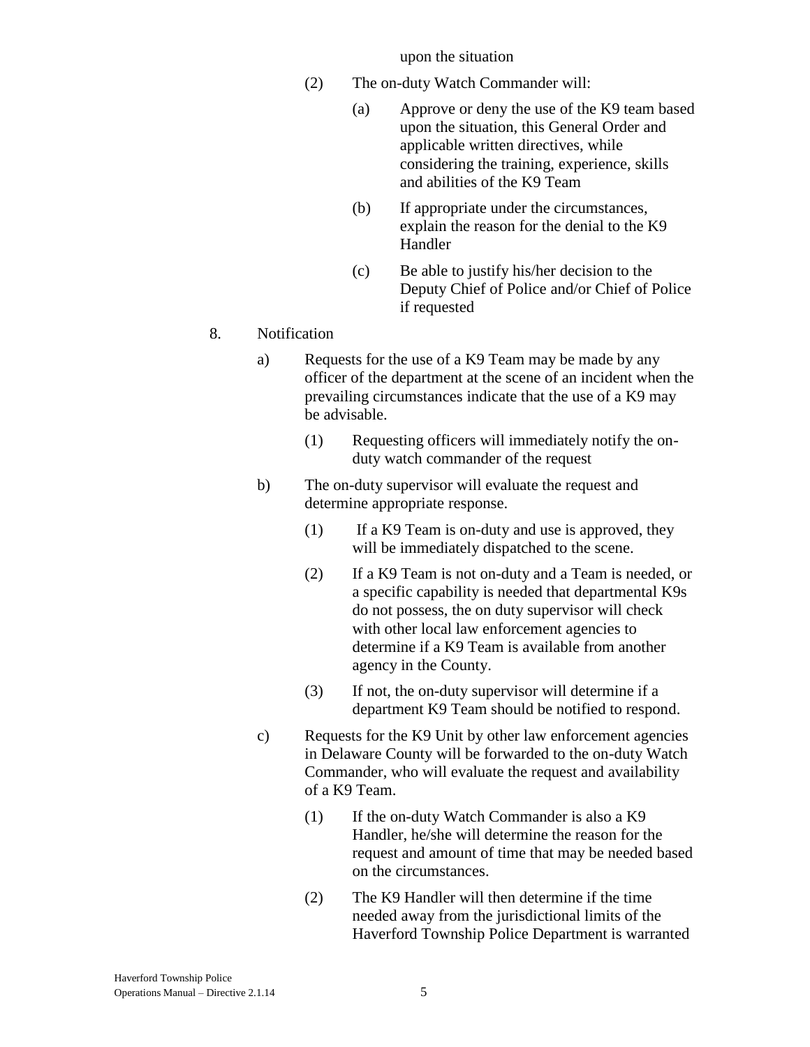upon the situation

(2) The on-duty Watch Commander will:

(a) Approve or deny the use of the K9 team based upon the situation, this General Order and applicable written directives, while considering the training, experience, skills and abilities of the K9 Team

(b) If appropriate under the circumstances, explain the reason for the denial to the K9 Handler

(c) Be able to justify his/her decision to the Deputy Chief of Police and/or Chief of Police if requested

8. Notification

a) Requests for the use of a K9 Team may be made by any officer of the department at the scene of an incident when the prevailing circumstances indicate that the use of a K9 may be advisable.

(1) Requesting officers will immediately notify the on-duty watch commander of the request

b) The on-duty supervisor will evaluate the request and determine appropriate response.

(1) If a K9 Team is on-duty and use is approved, they will be immediately dispatched to the scene.

(2) If a K9 Team is not on-duty and a Team is needed, or a specific capability is needed that departmental K9s do not possess, the on duty supervisor will check with other local law enforcement agencies to determine if a K9 Team is available from another agency in the County.

(3) If not, the on-duty supervisor will determine if a department K9 Team should be notified to respond.

c) Requests for the K9 Unit by other law enforcement agencies in Delaware County will be forwarded to the on-duty Watch Commander, who will evaluate the request and availability of a K9 Team.

(1) If the on-duty Watch Commander is also a K9 Handler, he/she will determine the reason for the request and amount of time that may be needed based on the circumstances.

(2) The K9 Handler will then determine if the time needed away from the jurisdictional limits of the Haverford Township Police Department is warranted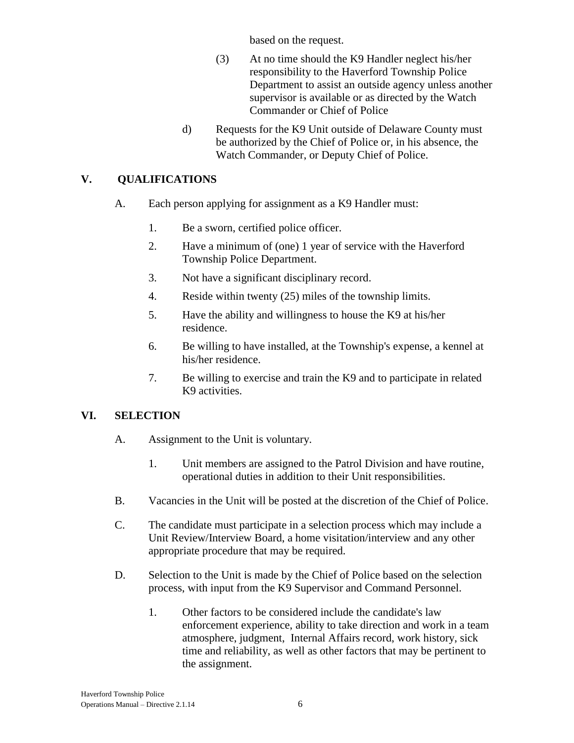based on the request.

(3) At no time should the K9 Handler neglect his/her responsibility to the Haverford Township Police Department to assist an outside agency unless another supervisor is available or as directed by the Watch Commander or Chief of Police

d) Requests for the K9 Unit outside of Delaware County must be authorized by the Chief of Police or, in his absence, the Watch Commander, or Deputy Chief of Police.

## V. QUALIFICATIONS

A. Each person applying for assignment as a K9 Handler must:

1. Be a sworn, certified police officer.
2. Have a minimum of (one) 1 year of service with the Haverford Township Police Department.
3. Not have a significant disciplinary record.
4. Reside within twenty (25) miles of the township limits.
5. Have the ability and willingness to house the K9 at his/her residence.
6. Be willing to have installed, at the Township's expense, a kennel at his/her residence.
7. Be willing to exercise and train the K9 and to participate in related K9 activities.

## VI. SELECTION

A. Assignment to the Unit is voluntary.

1. Unit members are assigned to the Patrol Division and have routine, operational duties in addition to their Unit responsibilities.

B. Vacancies in the Unit will be posted at the discretion of the Chief of Police.

C. The candidate must participate in a selection process which may include a Unit Review/Interview Board, a home visitation/interview and any other appropriate procedure that may be required.

D. Selection to the Unit is made by the Chief of Police based on the selection process, with input from the K9 Supervisor and Command Personnel.

1. Other factors to be considered include the candidate's law enforcement experience, ability to take direction and work in a team atmosphere, judgment, Internal Affairs record, work history, sick time and reliability, as well as other factors that may be pertinent to the assignment.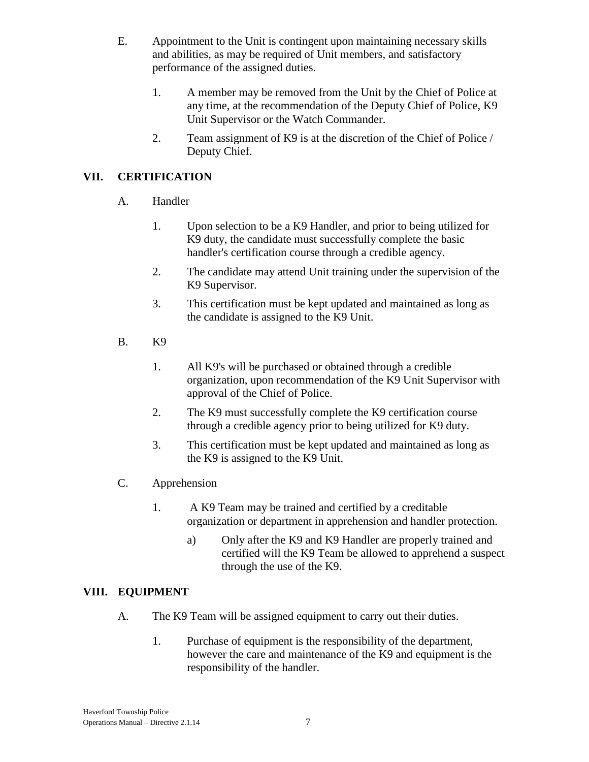E. Appointment to the Unit is contingent upon maintaining necessary skills and abilities, as may be required of Unit members, and satisfactory performance of the assigned duties.

   1. A member may be removed from the Unit by the Chief of Police at any time, at the recommendation of the Deputy Chief of Police, K9 Unit Supervisor or the Watch Commander.

   2. Team assignment of K9 is at the discretion of the Chief of Police / Deputy Chief.

## VII. CERTIFICATION

A. Handler

   1. Upon selection to be a K9 Handler, and prior to being utilized for K9 duty, the candidate must successfully complete the basic handler's certification course through a credible agency.

   2. The candidate may attend Unit training under the supervision of the K9 Supervisor.

   3. This certification must be kept updated and maintained as long as the candidate is assigned to the K9 Unit.

B. K9

   1. All K9's will be purchased or obtained through a credible organization, upon recommendation of the K9 Unit Supervisor with approval of the Chief of Police.

   2. The K9 must successfully complete the K9 certification course through a credible agency prior to being utilized for K9 duty.

   3. This certification must be kept updated and maintained as long as the K9 is assigned to the K9 Unit.

C. Apprehension

   1. A K9 Team may be trained and certified by a creditable organization or department in apprehension and handler protection.

      a) Only after the K9 and K9 Handler are properly trained and certified will the K9 Team be allowed to apprehend a suspect through the use of the K9.

## VIII. EQUIPMENT

A. The K9 Team will be assigned equipment to carry out their duties.

   1. Purchase of equipment is the responsibility of the department, however the care and maintenance of the K9 and equipment is the responsibility of the handler.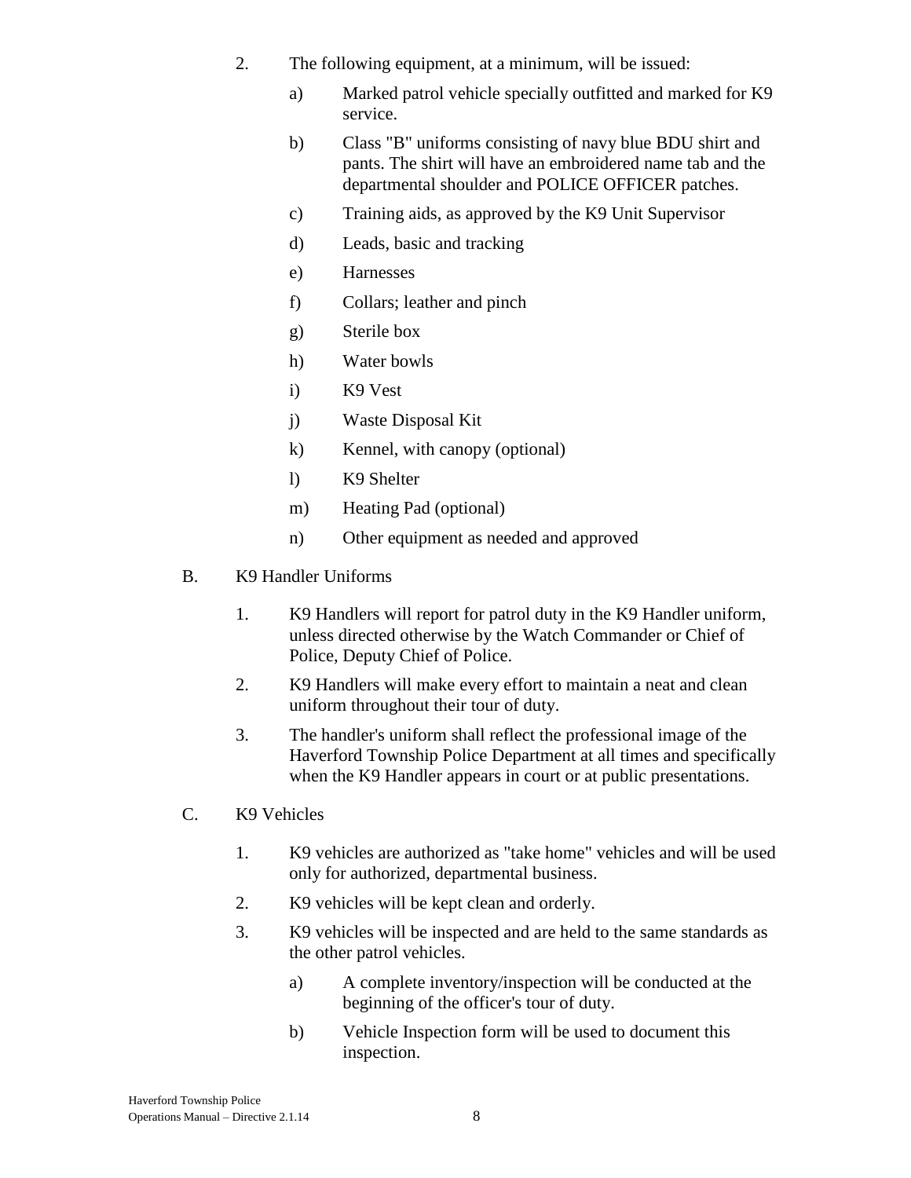2. The following equipment, at a minimum, will be issued:

   a) Marked patrol vehicle specially outfitted and marked for K9 service.

   b) Class "B" uniforms consisting of navy blue BDU shirt and pants. The shirt will have an embroidered name tab and the departmental shoulder and POLICE OFFICER patches.

   c) Training aids, as approved by the K9 Unit Supervisor

   d) Leads, basic and tracking

   e) Harnesses

   f) Collars; leather and pinch

   g) Sterile box

   h) Water bowls

   i) K9 Vest

   j) Waste Disposal Kit

   k) Kennel, with canopy (optional)

   l) K9 Shelter

   m) Heating Pad (optional)

   n) Other equipment as needed and approved

B. K9 Handler Uniforms

   1. K9 Handlers will report for patrol duty in the K9 Handler uniform, unless directed otherwise by the Watch Commander or Chief of Police, Deputy Chief of Police.

   2. K9 Handlers will make every effort to maintain a neat and clean uniform throughout their tour of duty.

   3. The handler's uniform shall reflect the professional image of the Haverford Township Police Department at all times and specifically when the K9 Handler appears in court or at public presentations.

C. K9 Vehicles

   1. K9 vehicles are authorized as "take home" vehicles and will be used only for authorized, departmental business.

   2. K9 vehicles will be kept clean and orderly.

   3. K9 vehicles will be inspected and are held to the same standards as the other patrol vehicles.

      a) A complete inventory/inspection will be conducted at the beginning of the officer's tour of duty.

      b) Vehicle Inspection form will be used to document this inspection.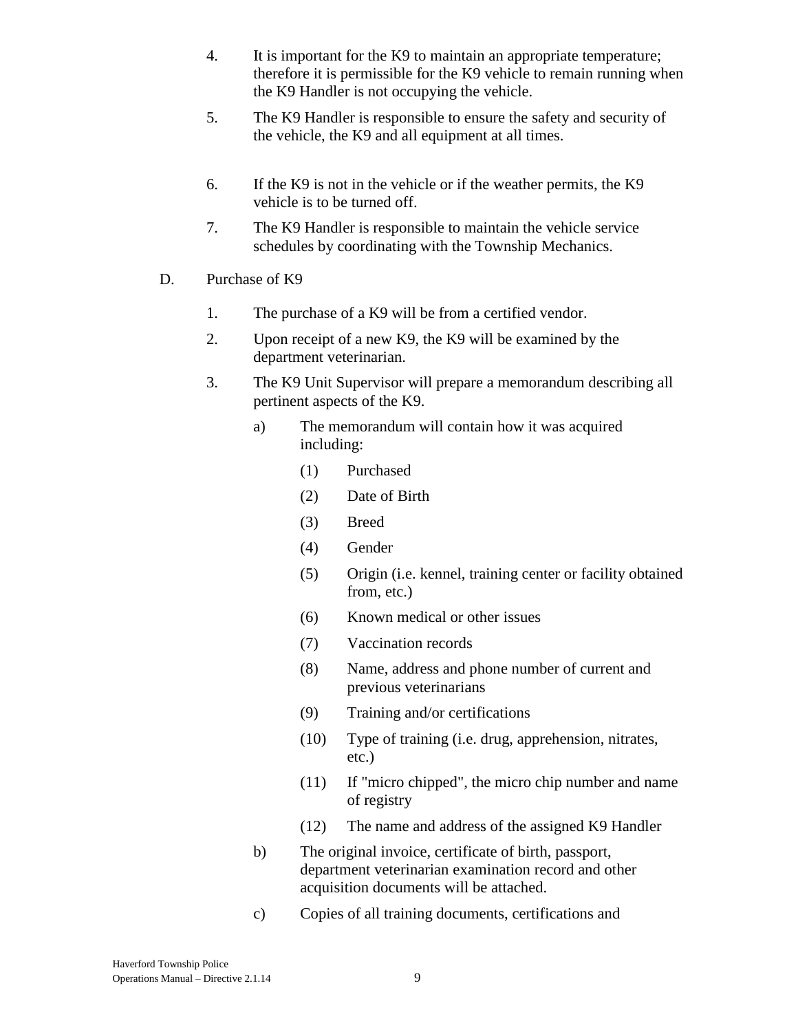4. It is important for the K9 to maintain an appropriate temperature; therefore it is permissible for the K9 vehicle to remain running when the K9 Handler is not occupying the vehicle.

5. The K9 Handler is responsible to ensure the safety and security of the vehicle, the K9 and all equipment at all times.

6. If the K9 is not in the vehicle or if the weather permits, the K9 vehicle is to be turned off.

7. The K9 Handler is responsible to maintain the vehicle service schedules by coordinating with the Township Mechanics.

D. Purchase of K9

1. The purchase of a K9 will be from a certified vendor.

2. Upon receipt of a new K9, the K9 will be examined by the department veterinarian.

3. The K9 Unit Supervisor will prepare a memorandum describing all pertinent aspects of the K9.

   a) The memorandum will contain how it was acquired including:

      (1) Purchased

      (2) Date of Birth

      (3) Breed

      (4) Gender

      (5) Origin (i.e. kennel, training center or facility obtained from, etc.)

      (6) Known medical or other issues

      (7) Vaccination records

      (8) Name, address and phone number of current and previous veterinarians

      (9) Training and/or certifications

      (10) Type of training (i.e. drug, apprehension, nitrates, etc.)

      (11) If "micro chipped", the micro chip number and name of registry

      (12) The name and address of the assigned K9 Handler

   b) The original invoice, certificate of birth, passport, department veterinarian examination record and other acquisition documents will be attached.

   c) Copies of all training documents, certifications and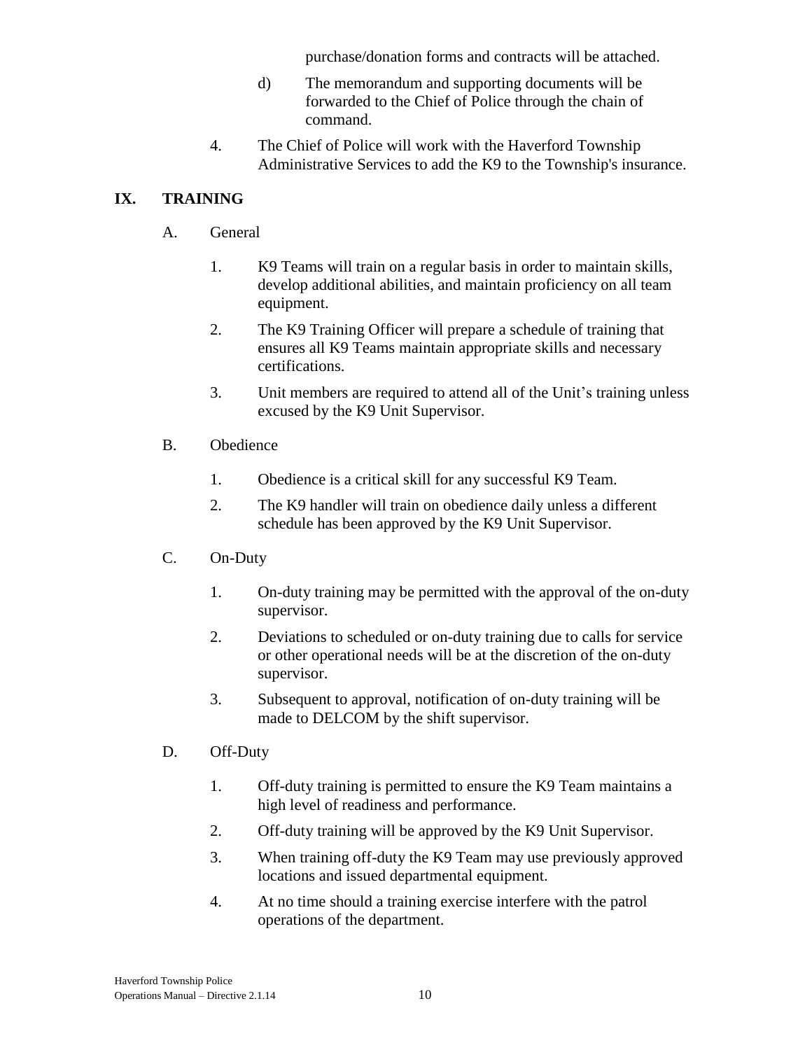purchase/donation forms and contracts will be attached.

d) The memorandum and supporting documents will be forwarded to the Chief of Police through the chain of command.

4. The Chief of Police will work with the Haverford Township Administrative Services to add the K9 to the Township's insurance.

## IX. TRAINING

A. General

1. K9 Teams will train on a regular basis in order to maintain skills, develop additional abilities, and maintain proficiency on all team equipment.
2. The K9 Training Officer will prepare a schedule of training that ensures all K9 Teams maintain appropriate skills and necessary certifications.
3. Unit members are required to attend all of the Unit's training unless excused by the K9 Unit Supervisor.

B. Obedience

1. Obedience is a critical skill for any successful K9 Team.
2. The K9 handler will train on obedience daily unless a different schedule has been approved by the K9 Unit Supervisor.

C. On-Duty

1. On-duty training may be permitted with the approval of the on-duty supervisor.
2. Deviations to scheduled or on-duty training due to calls for service or other operational needs will be at the discretion of the on-duty supervisor.
3. Subsequent to approval, notification of on-duty training will be made to DELCOM by the shift supervisor.

D. Off-Duty

1. Off-duty training is permitted to ensure the K9 Team maintains a high level of readiness and performance.
2. Off-duty training will be approved by the K9 Unit Supervisor.
3. When training off-duty the K9 Team may use previously approved locations and issued departmental equipment.
4. At no time should a training exercise interfere with the patrol operations of the department.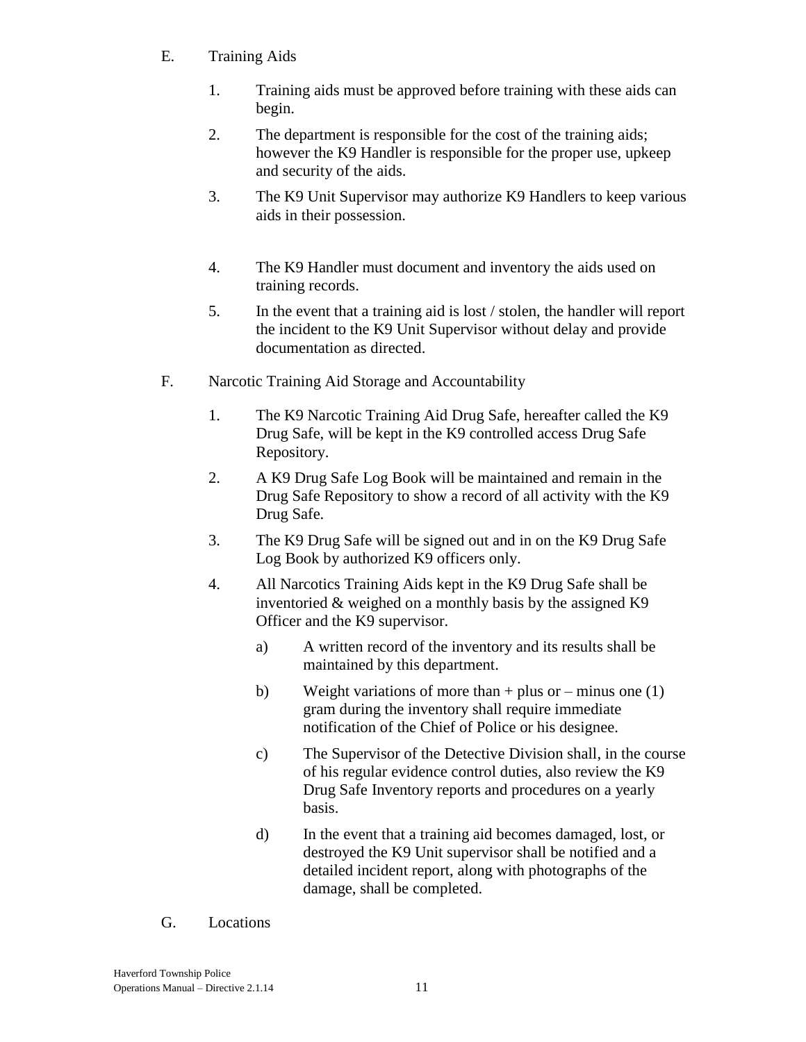E. Training Aids

1. Training aids must be approved before training with these aids can begin.

2. The department is responsible for the cost of the training aids; however the K9 Handler is responsible for the proper use, upkeep and security of the aids.

3. The K9 Unit Supervisor may authorize K9 Handlers to keep various aids in their possession.

4. The K9 Handler must document and inventory the aids used on training records.

5. In the event that a training aid is lost / stolen, the handler will report the incident to the K9 Unit Supervisor without delay and provide documentation as directed.

F. Narcotic Training Aid Storage and Accountability

1. The K9 Narcotic Training Aid Drug Safe, hereafter called the K9 Drug Safe, will be kept in the K9 controlled access Drug Safe Repository.

2. A K9 Drug Safe Log Book will be maintained and remain in the Drug Safe Repository to show a record of all activity with the K9 Drug Safe.

3. The K9 Drug Safe will be signed out and in on the K9 Drug Safe Log Book by authorized K9 officers only.

4. All Narcotics Training Aids kept in the K9 Drug Safe shall be inventoried & weighed on a monthly basis by the assigned K9 Officer and the K9 supervisor.

   a) A written record of the inventory and its results shall be maintained by this department.

   b) Weight variations of more than + plus or – minus one (1) gram during the inventory shall require immediate notification of the Chief of Police or his designee.

   c) The Supervisor of the Detective Division shall, in the course of his regular evidence control duties, also review the K9 Drug Safe Inventory reports and procedures on a yearly basis.

   d) In the event that a training aid becomes damaged, lost, or destroyed the K9 Unit supervisor shall be notified and a detailed incident report, along with photographs of the damage, shall be completed.

G. Locations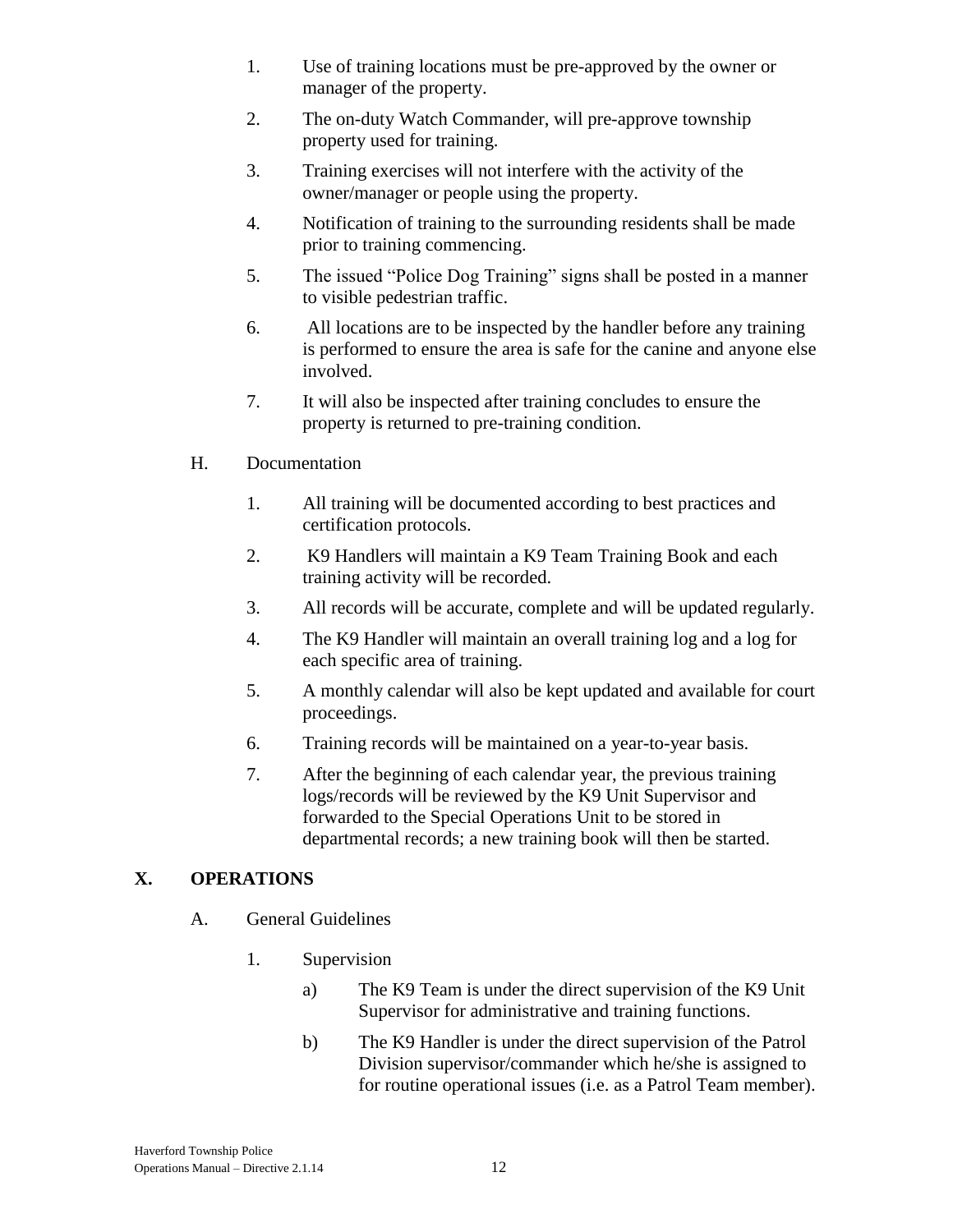1. Use of training locations must be pre-approved by the owner or manager of the property.

2. The on-duty Watch Commander, will pre-approve township property used for training.

3. Training exercises will not interfere with the activity of the owner/manager or people using the property.

4. Notification of training to the surrounding residents shall be made prior to training commencing.

5. The issued "Police Dog Training" signs shall be posted in a manner to visible pedestrian traffic.

6. All locations are to be inspected by the handler before any training is performed to ensure the area is safe for the canine and anyone else involved.

7. It will also be inspected after training concludes to ensure the property is returned to pre-training condition.

H. Documentation

1. All training will be documented according to best practices and certification protocols.

2. K9 Handlers will maintain a K9 Team Training Book and each training activity will be recorded.

3. All records will be accurate, complete and will be updated regularly.

4. The K9 Handler will maintain an overall training log and a log for each specific area of training.

5. A monthly calendar will also be kept updated and available for court proceedings.

6. Training records will be maintained on a year-to-year basis.

7. After the beginning of each calendar year, the previous training logs/records will be reviewed by the K9 Unit Supervisor and forwarded to the Special Operations Unit to be stored in departmental records; a new training book will then be started.

## X. OPERATIONS

A. General Guidelines

1. Supervision

   a) The K9 Team is under the direct supervision of the K9 Unit Supervisor for administrative and training functions.

   b) The K9 Handler is under the direct supervision of the Patrol Division supervisor/commander which he/she is assigned to for routine operational issues (i.e. as a Patrol Team member).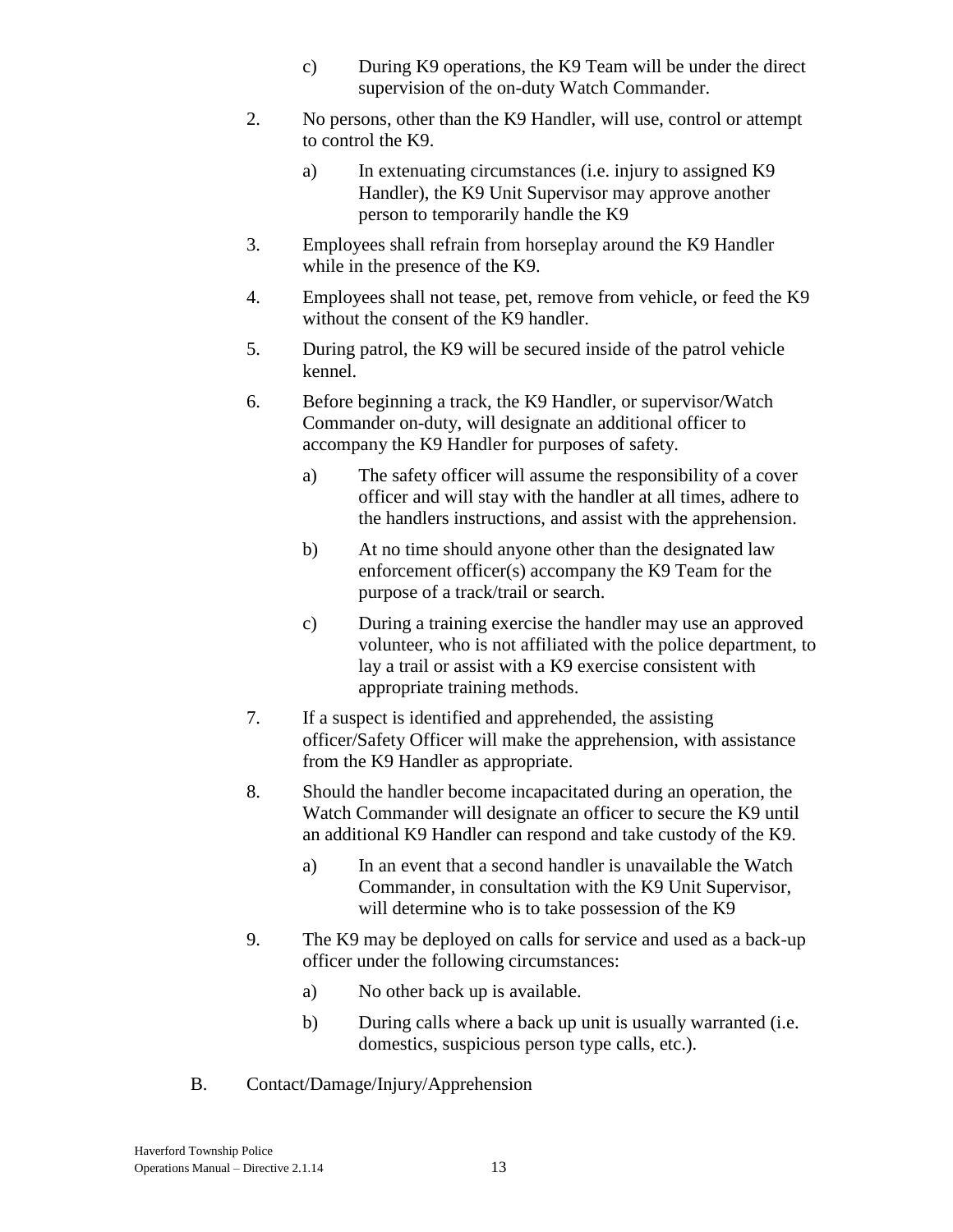c) During K9 operations, the K9 Team will be under the direct supervision of the on-duty Watch Commander.

2. No persons, other than the K9 Handler, will use, control or attempt to control the K9.

   a) In extenuating circumstances (i.e. injury to assigned K9 Handler), the K9 Unit Supervisor may approve another person to temporarily handle the K9

3. Employees shall refrain from horseplay around the K9 Handler while in the presence of the K9.

4. Employees shall not tease, pet, remove from vehicle, or feed the K9 without the consent of the K9 handler.

5. During patrol, the K9 will be secured inside of the patrol vehicle kennel.

6. Before beginning a track, the K9 Handler, or supervisor/Watch Commander on-duty, will designate an additional officer to accompany the K9 Handler for purposes of safety.

   a) The safety officer will assume the responsibility of a cover officer and will stay with the handler at all times, adhere to the handlers instructions, and assist with the apprehension.

   b) At no time should anyone other than the designated law enforcement officer(s) accompany the K9 Team for the purpose of a track/trail or search.

   c) During a training exercise the handler may use an approved volunteer, who is not affiliated with the police department, to lay a trail or assist with a K9 exercise consistent with appropriate training methods.

7. If a suspect is identified and apprehended, the assisting officer/Safety Officer will make the apprehension, with assistance from the K9 Handler as appropriate.

8. Should the handler become incapacitated during an operation, the Watch Commander will designate an officer to secure the K9 until an additional K9 Handler can respond and take custody of the K9.

   a) In an event that a second handler is unavailable the Watch Commander, in consultation with the K9 Unit Supervisor, will determine who is to take possession of the K9

9. The K9 may be deployed on calls for service and used as a back-up officer under the following circumstances:

   a) No other back up is available.

   b) During calls where a back up unit is usually warranted (i.e. domestics, suspicious person type calls, etc.).

B. Contact/Damage/Injury/Apprehension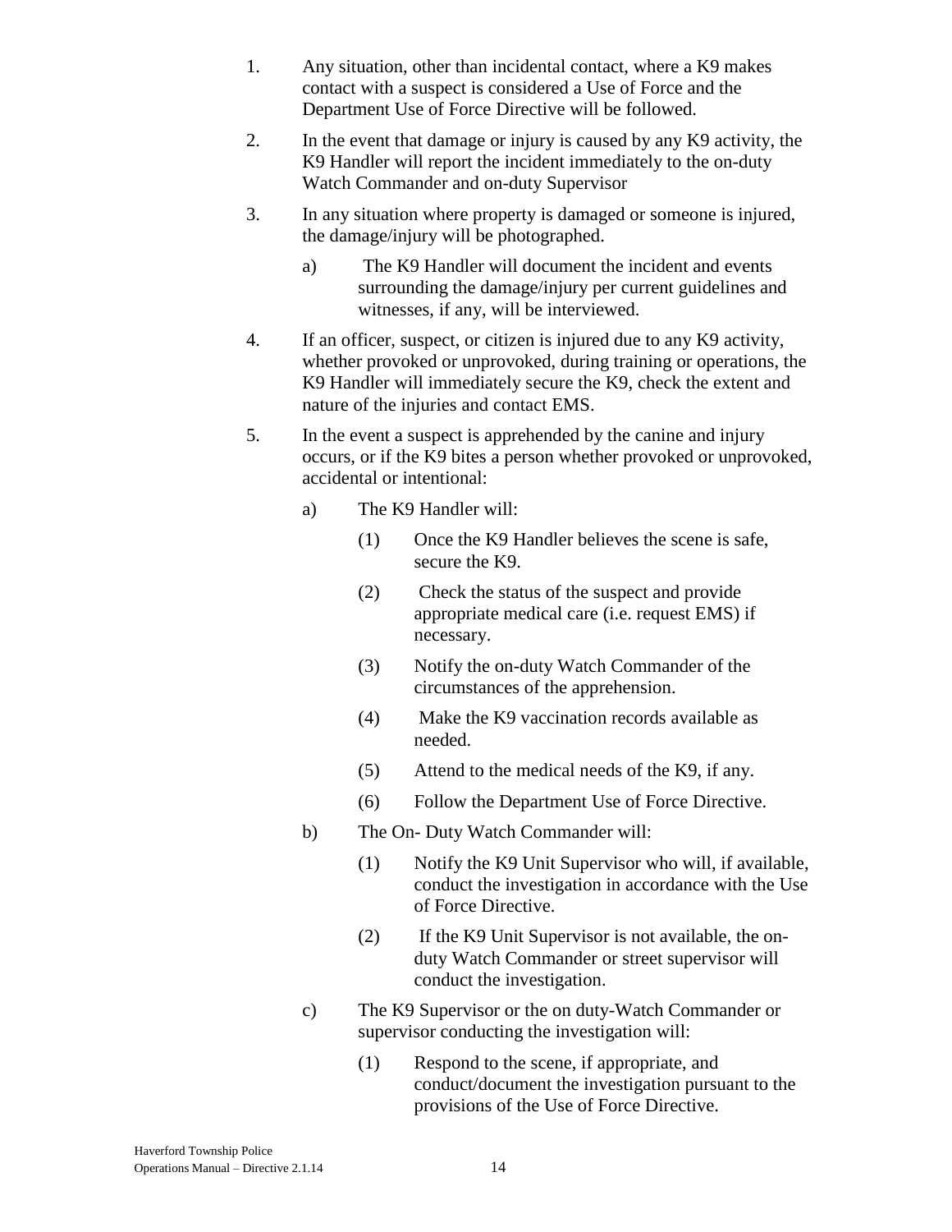1. Any situation, other than incidental contact, where a K9 makes contact with a suspect is considered a Use of Force and the Department Use of Force Directive will be followed.

2. In the event that damage or injury is caused by any K9 activity, the K9 Handler will report the incident immediately to the on-duty Watch Commander and on-duty Supervisor

3. In any situation where property is damaged or someone is injured, the damage/injury will be photographed.

   a) The K9 Handler will document the incident and events surrounding the damage/injury per current guidelines and witnesses, if any, will be interviewed.

4. If an officer, suspect, or citizen is injured due to any K9 activity, whether provoked or unprovoked, during training or operations, the K9 Handler will immediately secure the K9, check the extent and nature of the injuries and contact EMS.

5. In the event a suspect is apprehended by the canine and injury occurs, or if the K9 bites a person whether provoked or unprovoked, accidental or intentional:

   a) The K9 Handler will:

      (1) Once the K9 Handler believes the scene is safe, secure the K9.

      (2) Check the status of the suspect and provide appropriate medical care (i.e. request EMS) if necessary.

      (3) Notify the on-duty Watch Commander of the circumstances of the apprehension.

      (4) Make the K9 vaccination records available as needed.

      (5) Attend to the medical needs of the K9, if any.

      (6) Follow the Department Use of Force Directive.

   b) The On- Duty Watch Commander will:

      (1) Notify the K9 Unit Supervisor who will, if available, conduct the investigation in accordance with the Use of Force Directive.

      (2) If the K9 Unit Supervisor is not available, the on-duty Watch Commander or street supervisor will conduct the investigation.

   c) The K9 Supervisor or the on duty-Watch Commander or supervisor conducting the investigation will:

      (1) Respond to the scene, if appropriate, and conduct/document the investigation pursuant to the provisions of the Use of Force Directive.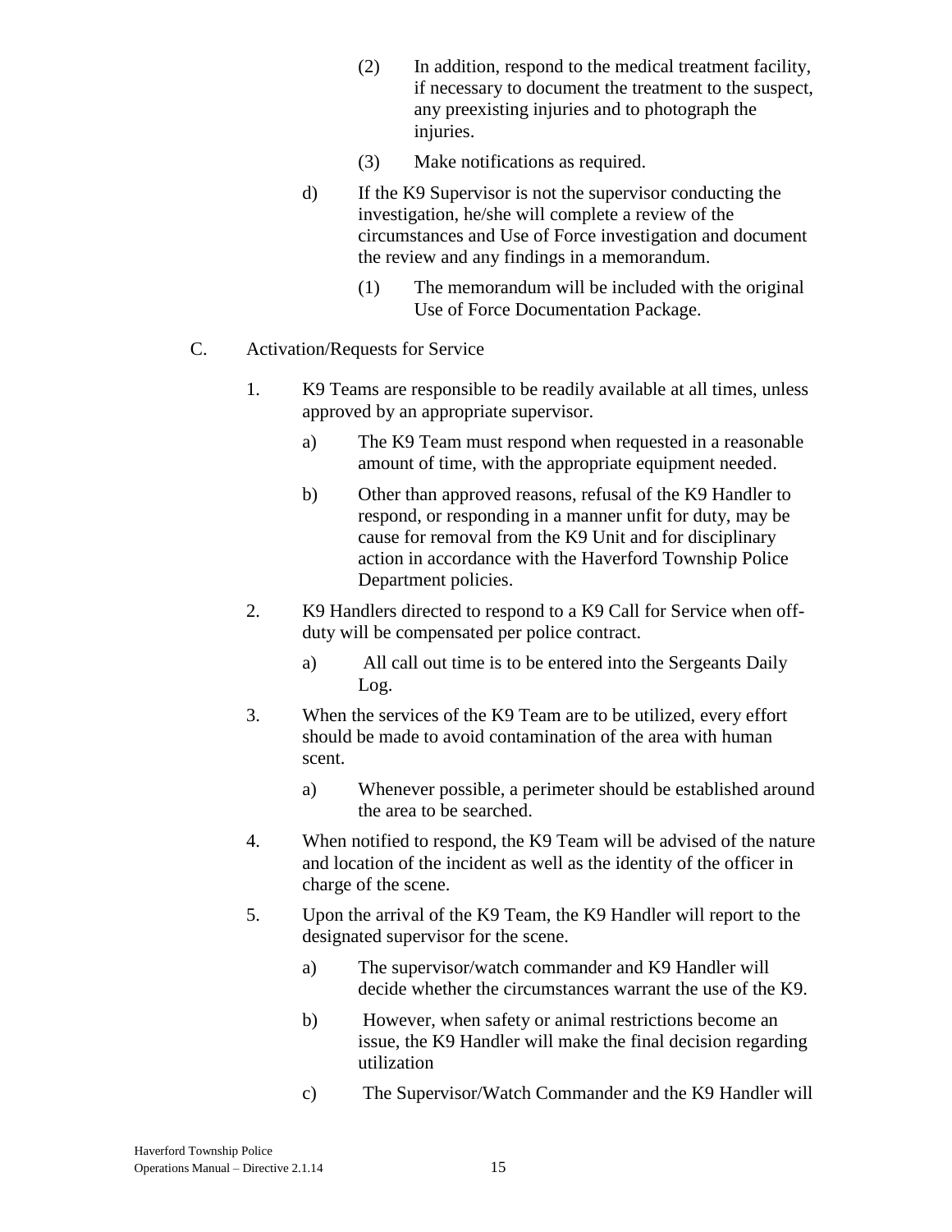(2) In addition, respond to the medical treatment facility, if necessary to document the treatment to the suspect, any preexisting injuries and to photograph the injuries.

(3) Make notifications as required.

d) If the K9 Supervisor is not the supervisor conducting the investigation, he/she will complete a review of the circumstances and Use of Force investigation and document the review and any findings in a memorandum.

(1) The memorandum will be included with the original Use of Force Documentation Package.

C. Activation/Requests for Service

1. K9 Teams are responsible to be readily available at all times, unless approved by an appropriate supervisor.

a) The K9 Team must respond when requested in a reasonable amount of time, with the appropriate equipment needed.

b) Other than approved reasons, refusal of the K9 Handler to respond, or responding in a manner unfit for duty, may be cause for removal from the K9 Unit and for disciplinary action in accordance with the Haverford Township Police Department policies.

2. K9 Handlers directed to respond to a K9 Call for Service when off-duty will be compensated per police contract.

a) All call out time is to be entered into the Sergeants Daily Log.

3. When the services of the K9 Team are to be utilized, every effort should be made to avoid contamination of the area with human scent.

a) Whenever possible, a perimeter should be established around the area to be searched.

4. When notified to respond, the K9 Team will be advised of the nature and location of the incident as well as the identity of the officer in charge of the scene.

5. Upon the arrival of the K9 Team, the K9 Handler will report to the designated supervisor for the scene.

a) The supervisor/watch commander and K9 Handler will decide whether the circumstances warrant the use of the K9.

b) However, when safety or animal restrictions become an issue, the K9 Handler will make the final decision regarding utilization

c) The Supervisor/Watch Commander and the K9 Handler will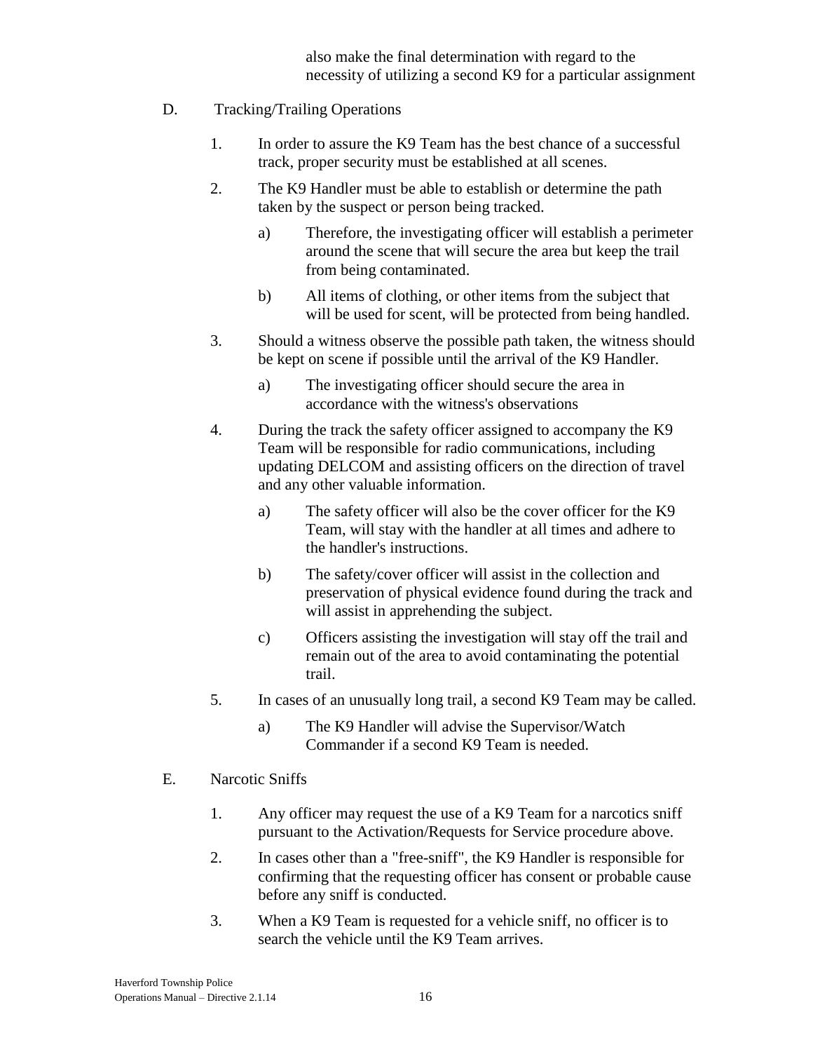also make the final determination with regard to the necessity of utilizing a second K9 for a particular assignment

D. Tracking/Trailing Operations

1. In order to assure the K9 Team has the best chance of a successful track, proper security must be established at all scenes.

2. The K9 Handler must be able to establish or determine the path taken by the suspect or person being tracked.

   a) Therefore, the investigating officer will establish a perimeter around the scene that will secure the area but keep the trail from being contaminated.

   b) All items of clothing, or other items from the subject that will be used for scent, will be protected from being handled.

3. Should a witness observe the possible path taken, the witness should be kept on scene if possible until the arrival of the K9 Handler.

   a) The investigating officer should secure the area in accordance with the witness's observations

4. During the track the safety officer assigned to accompany the K9 Team will be responsible for radio communications, including updating DELCOM and assisting officers on the direction of travel and any other valuable information.

   a) The safety officer will also be the cover officer for the K9 Team, will stay with the handler at all times and adhere to the handler's instructions.

   b) The safety/cover officer will assist in the collection and preservation of physical evidence found during the track and will assist in apprehending the subject.

   c) Officers assisting the investigation will stay off the trail and remain out of the area to avoid contaminating the potential trail.

5. In cases of an unusually long trail, a second K9 Team may be called.

   a) The K9 Handler will advise the Supervisor/Watch Commander if a second K9 Team is needed.

E. Narcotic Sniffs

1. Any officer may request the use of a K9 Team for a narcotics sniff pursuant to the Activation/Requests for Service procedure above.

2. In cases other than a "free-sniff", the K9 Handler is responsible for confirming that the requesting officer has consent or probable cause before any sniff is conducted.

3. When a K9 Team is requested for a vehicle sniff, no officer is to search the vehicle until the K9 Team arrives.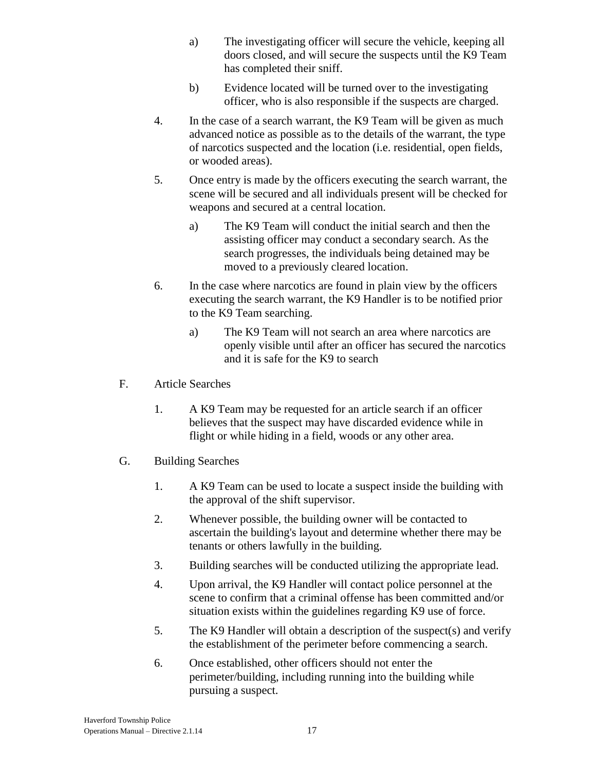a) The investigating officer will secure the vehicle, keeping all doors closed, and will secure the suspects until the K9 Team has completed their sniff.

b) Evidence located will be turned over to the investigating officer, who is also responsible if the suspects are charged.

4. In the case of a search warrant, the K9 Team will be given as much advanced notice as possible as to the details of the warrant, the type of narcotics suspected and the location (i.e. residential, open fields, or wooded areas).

5. Once entry is made by the officers executing the search warrant, the scene will be secured and all individuals present will be checked for weapons and secured at a central location.

   a) The K9 Team will conduct the initial search and then the assisting officer may conduct a secondary search. As the search progresses, the individuals being detained may be moved to a previously cleared location.

6. In the case where narcotics are found in plain view by the officers executing the search warrant, the K9 Handler is to be notified prior to the K9 Team searching.

   a) The K9 Team will not search an area where narcotics are openly visible until after an officer has secured the narcotics and it is safe for the K9 to search

F. Article Searches

1. A K9 Team may be requested for an article search if an officer believes that the suspect may have discarded evidence while in flight or while hiding in a field, woods or any other area.

G. Building Searches

1. A K9 Team can be used to locate a suspect inside the building with the approval of the shift supervisor.

2. Whenever possible, the building owner will be contacted to ascertain the building's layout and determine whether there may be tenants or others lawfully in the building.

3. Building searches will be conducted utilizing the appropriate lead.

4. Upon arrival, the K9 Handler will contact police personnel at the scene to confirm that a criminal offense has been committed and/or situation exists within the guidelines regarding K9 use of force.

5. The K9 Handler will obtain a description of the suspect(s) and verify the establishment of the perimeter before commencing a search.

6. Once established, other officers should not enter the perimeter/building, including running into the building while pursuing a suspect.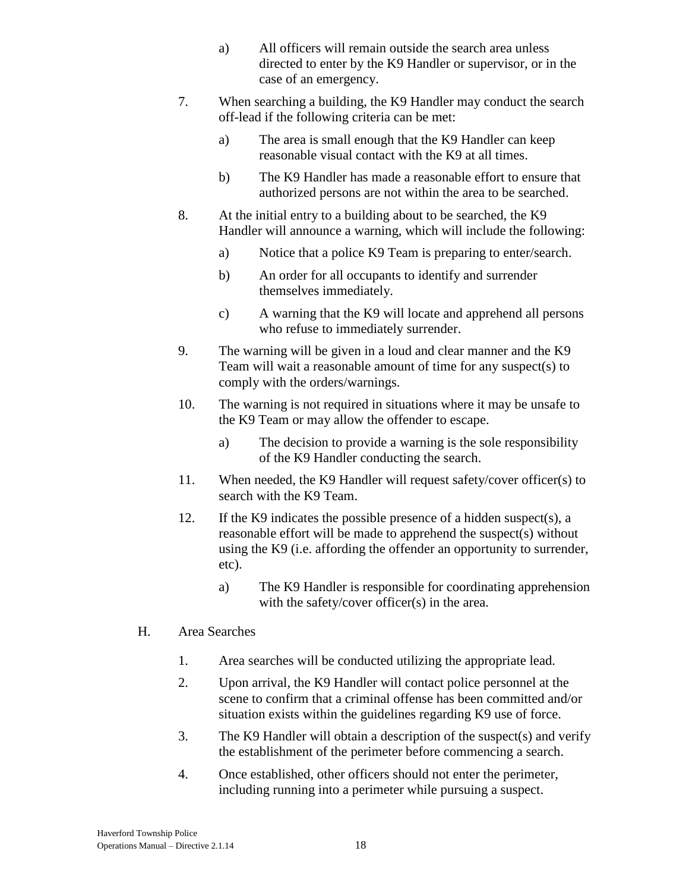a) All officers will remain outside the search area unless directed to enter by the K9 Handler or supervisor, or in the case of an emergency.

7. When searching a building, the K9 Handler may conduct the search off-lead if the following criteria can be met:

   a) The area is small enough that the K9 Handler can keep reasonable visual contact with the K9 at all times.

   b) The K9 Handler has made a reasonable effort to ensure that authorized persons are not within the area to be searched.

8. At the initial entry to a building about to be searched, the K9 Handler will announce a warning, which will include the following:

   a) Notice that a police K9 Team is preparing to enter/search.

   b) An order for all occupants to identify and surrender themselves immediately.

   c) A warning that the K9 will locate and apprehend all persons who refuse to immediately surrender.

9. The warning will be given in a loud and clear manner and the K9 Team will wait a reasonable amount of time for any suspect(s) to comply with the orders/warnings.

10. The warning is not required in situations where it may be unsafe to the K9 Team or may allow the offender to escape.

    a) The decision to provide a warning is the sole responsibility of the K9 Handler conducting the search.

11. When needed, the K9 Handler will request safety/cover officer(s) to search with the K9 Team.

12. If the K9 indicates the possible presence of a hidden suspect(s), a reasonable effort will be made to apprehend the suspect(s) without using the K9 (i.e. affording the offender an opportunity to surrender, etc).

    a) The K9 Handler is responsible for coordinating apprehension with the safety/cover officer(s) in the area.

H. Area Searches

1. Area searches will be conducted utilizing the appropriate lead.

2. Upon arrival, the K9 Handler will contact police personnel at the scene to confirm that a criminal offense has been committed and/or situation exists within the guidelines regarding K9 use of force.

3. The K9 Handler will obtain a description of the suspect(s) and verify the establishment of the perimeter before commencing a search.

4. Once established, other officers should not enter the perimeter, including running into a perimeter while pursuing a suspect.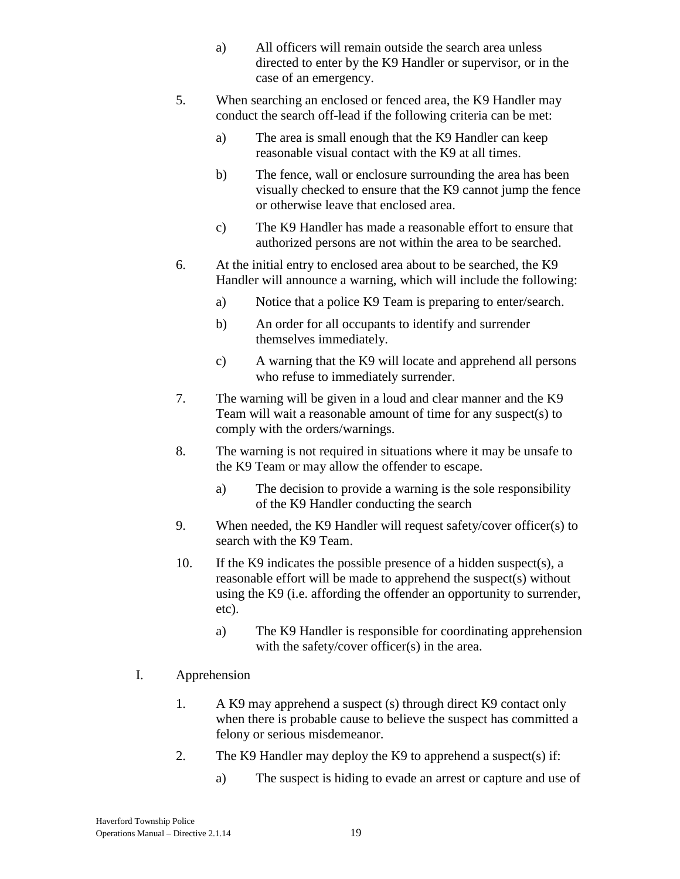a) All officers will remain outside the search area unless directed to enter by the K9 Handler or supervisor, or in the case of an emergency.

5. When searching an enclosed or fenced area, the K9 Handler may conduct the search off-lead if the following criteria can be met:

   a) The area is small enough that the K9 Handler can keep reasonable visual contact with the K9 at all times.

   b) The fence, wall or enclosure surrounding the area has been visually checked to ensure that the K9 cannot jump the fence or otherwise leave that enclosed area.

   c) The K9 Handler has made a reasonable effort to ensure that authorized persons are not within the area to be searched.

6. At the initial entry to enclosed area about to be searched, the K9 Handler will announce a warning, which will include the following:

   a) Notice that a police K9 Team is preparing to enter/search.

   b) An order for all occupants to identify and surrender themselves immediately.

   c) A warning that the K9 will locate and apprehend all persons who refuse to immediately surrender.

7. The warning will be given in a loud and clear manner and the K9 Team will wait a reasonable amount of time for any suspect(s) to comply with the orders/warnings.

8. The warning is not required in situations where it may be unsafe to the K9 Team or may allow the offender to escape.

   a) The decision to provide a warning is the sole responsibility of the K9 Handler conducting the search

9. When needed, the K9 Handler will request safety/cover officer(s) to search with the K9 Team.

10. If the K9 indicates the possible presence of a hidden suspect(s), a reasonable effort will be made to apprehend the suspect(s) without using the K9 (i.e. affording the offender an opportunity to surrender, etc).

    a) The K9 Handler is responsible for coordinating apprehension with the safety/cover officer(s) in the area.

I. Apprehension

1. A K9 may apprehend a suspect (s) through direct K9 contact only when there is probable cause to believe the suspect has committed a felony or serious misdemeanor.

2. The K9 Handler may deploy the K9 to apprehend a suspect(s) if:

   a) The suspect is hiding to evade an arrest or capture and use of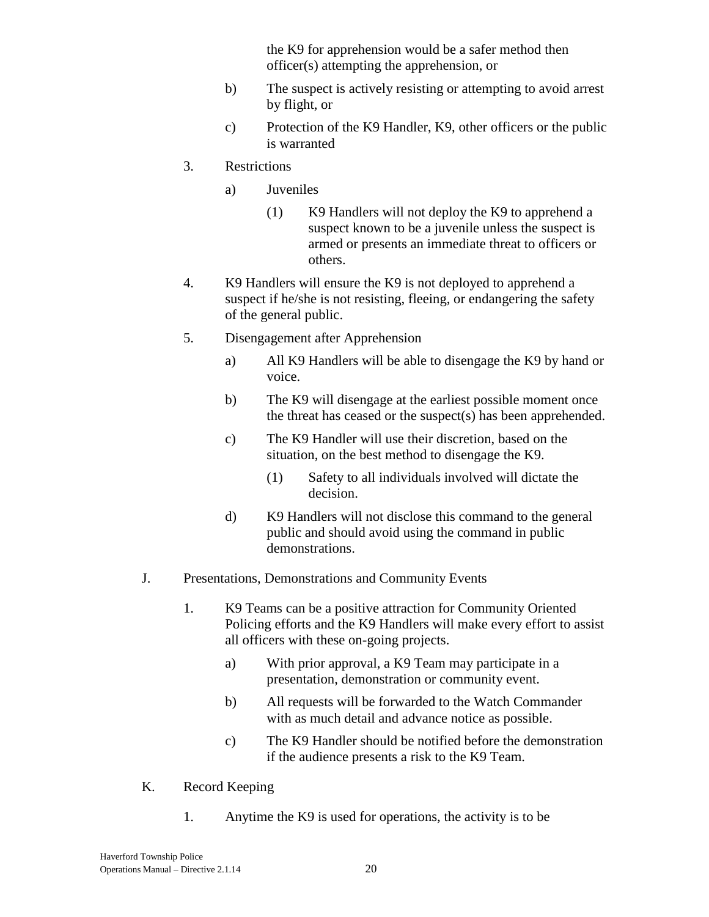the K9 for apprehension would be a safer method then officer(s) attempting the apprehension, or

b) The suspect is actively resisting or attempting to avoid arrest by flight, or

c) Protection of the K9 Handler, K9, other officers or the public is warranted

3. Restrictions

   a) Juveniles

      (1) K9 Handlers will not deploy the K9 to apprehend a suspect known to be a juvenile unless the suspect is armed or presents an immediate threat to officers or others.

4. K9 Handlers will ensure the K9 is not deployed to apprehend a suspect if he/she is not resisting, fleeing, or endangering the safety of the general public.

5. Disengagement after Apprehension

   a) All K9 Handlers will be able to disengage the K9 by hand or voice.

   b) The K9 will disengage at the earliest possible moment once the threat has ceased or the suspect(s) has been apprehended.

   c) The K9 Handler will use their discretion, based on the situation, on the best method to disengage the K9.

      (1) Safety to all individuals involved will dictate the decision.

   d) K9 Handlers will not disclose this command to the general public and should avoid using the command in public demonstrations.

J. Presentations, Demonstrations and Community Events

1. K9 Teams can be a positive attraction for Community Oriented Policing efforts and the K9 Handlers will make every effort to assist all officers with these on-going projects.

   a) With prior approval, a K9 Team may participate in a presentation, demonstration or community event.

   b) All requests will be forwarded to the Watch Commander with as much detail and advance notice as possible.

   c) The K9 Handler should be notified before the demonstration if the audience presents a risk to the K9 Team.

K. Record Keeping

1. Anytime the K9 is used for operations, the activity is to be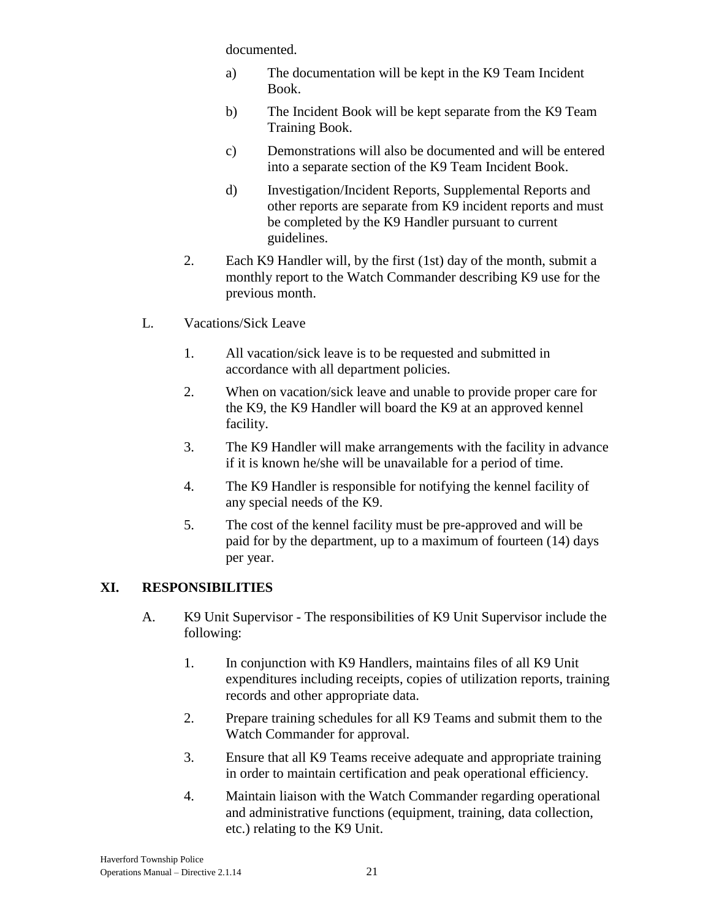documented.

a) The documentation will be kept in the K9 Team Incident Book.

b) The Incident Book will be kept separate from the K9 Team Training Book.

c) Demonstrations will also be documented and will be entered into a separate section of the K9 Team Incident Book.

d) Investigation/Incident Reports, Supplemental Reports and other reports are separate from K9 incident reports and must be completed by the K9 Handler pursuant to current guidelines.

2. Each K9 Handler will, by the first (1st) day of the month, submit a monthly report to the Watch Commander describing K9 use for the previous month.

L. Vacations/Sick Leave

1. All vacation/sick leave is to be requested and submitted in accordance with all department policies.

2. When on vacation/sick leave and unable to provide proper care for the K9, the K9 Handler will board the K9 at an approved kennel facility.

3. The K9 Handler will make arrangements with the facility in advance if it is known he/she will be unavailable for a period of time.

4. The K9 Handler is responsible for notifying the kennel facility of any special needs of the K9.

5. The cost of the kennel facility must be pre-approved and will be paid for by the department, up to a maximum of fourteen (14) days per year.

## XI. RESPONSIBILITIES

A. K9 Unit Supervisor - The responsibilities of K9 Unit Supervisor include the following:

1. In conjunction with K9 Handlers, maintains files of all K9 Unit expenditures including receipts, copies of utilization reports, training records and other appropriate data.

2. Prepare training schedules for all K9 Teams and submit them to the Watch Commander for approval.

3. Ensure that all K9 Teams receive adequate and appropriate training in order to maintain certification and peak operational efficiency.

4. Maintain liaison with the Watch Commander regarding operational and administrative functions (equipment, training, data collection, etc.) relating to the K9 Unit.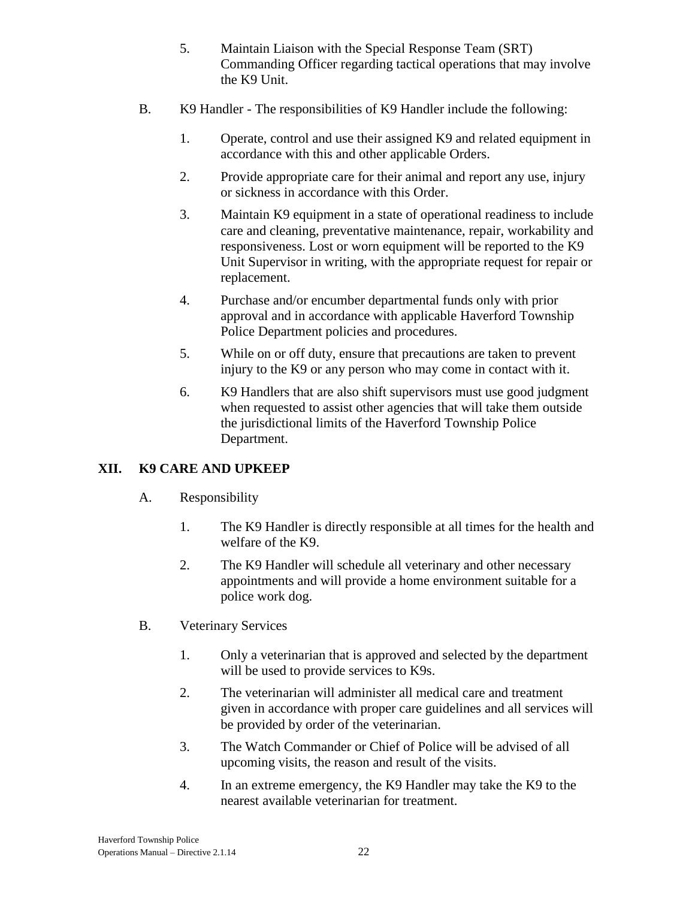5. Maintain Liaison with the Special Response Team (SRT) Commanding Officer regarding tactical operations that may involve the K9 Unit.

B. K9 Handler - The responsibilities of K9 Handler include the following:

   1. Operate, control and use their assigned K9 and related equipment in accordance with this and other applicable Orders.

   2. Provide appropriate care for their animal and report any use, injury or sickness in accordance with this Order.

   3. Maintain K9 equipment in a state of operational readiness to include care and cleaning, preventative maintenance, repair, workability and responsiveness. Lost or worn equipment will be reported to the K9 Unit Supervisor in writing, with the appropriate request for repair or replacement.

   4. Purchase and/or encumber departmental funds only with prior approval and in accordance with applicable Haverford Township Police Department policies and procedures.

   5. While on or off duty, ensure that precautions are taken to prevent injury to the K9 or any person who may come in contact with it.

   6. K9 Handlers that are also shift supervisors must use good judgment when requested to assist other agencies that will take them outside the jurisdictional limits of the Haverford Township Police Department.

## XII. K9 CARE AND UPKEEP

A. Responsibility

   1. The K9 Handler is directly responsible at all times for the health and welfare of the K9.

   2. The K9 Handler will schedule all veterinary and other necessary appointments and will provide a home environment suitable for a police work dog.

B. Veterinary Services

   1. Only a veterinarian that is approved and selected by the department will be used to provide services to K9s.

   2. The veterinarian will administer all medical care and treatment given in accordance with proper care guidelines and all services will be provided by order of the veterinarian.

   3. The Watch Commander or Chief of Police will be advised of all upcoming visits, the reason and result of the visits.

   4. In an extreme emergency, the K9 Handler may take the K9 to the nearest available veterinarian for treatment.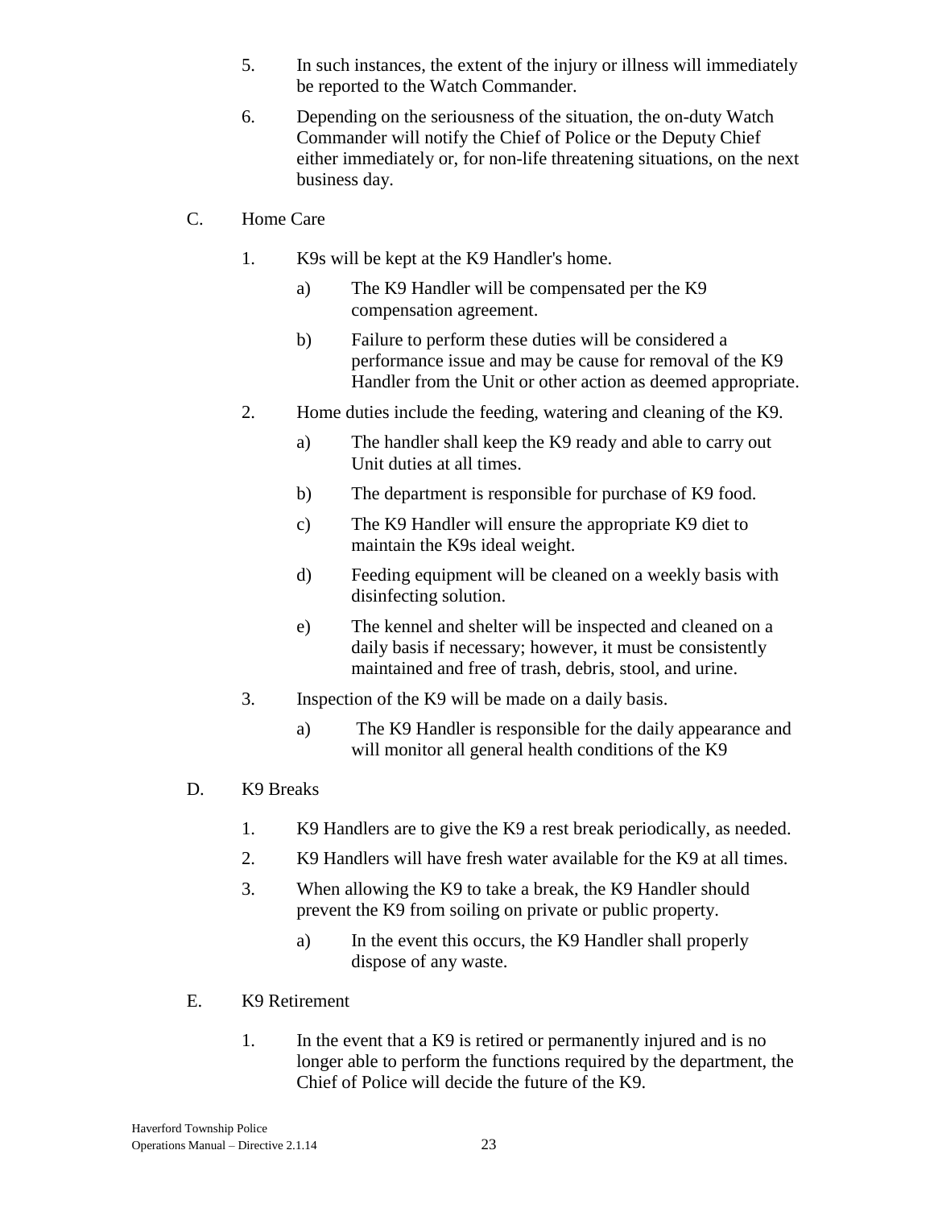5. In such instances, the extent of the injury or illness will immediately be reported to the Watch Commander.

6. Depending on the seriousness of the situation, the on-duty Watch Commander will notify the Chief of Police or the Deputy Chief either immediately or, for non-life threatening situations, on the next business day.

C. Home Care

1. K9s will be kept at the K9 Handler's home.

    a) The K9 Handler will be compensated per the K9 compensation agreement.

    b) Failure to perform these duties will be considered a performance issue and may be cause for removal of the K9 Handler from the Unit or other action as deemed appropriate.

2. Home duties include the feeding, watering and cleaning of the K9.

    a) The handler shall keep the K9 ready and able to carry out Unit duties at all times.

    b) The department is responsible for purchase of K9 food.

    c) The K9 Handler will ensure the appropriate K9 diet to maintain the K9s ideal weight.

    d) Feeding equipment will be cleaned on a weekly basis with disinfecting solution.

    e) The kennel and shelter will be inspected and cleaned on a daily basis if necessary; however, it must be consistently maintained and free of trash, debris, stool, and urine.

3. Inspection of the K9 will be made on a daily basis.

    a) The K9 Handler is responsible for the daily appearance and will monitor all general health conditions of the K9

D. K9 Breaks

1. K9 Handlers are to give the K9 a rest break periodically, as needed.

2. K9 Handlers will have fresh water available for the K9 at all times.

3. When allowing the K9 to take a break, the K9 Handler should prevent the K9 from soiling on private or public property.

    a) In the event this occurs, the K9 Handler shall properly dispose of any waste.

E. K9 Retirement

1. In the event that a K9 is retired or permanently injured and is no longer able to perform the functions required by the department, the Chief of Police will decide the future of the K9.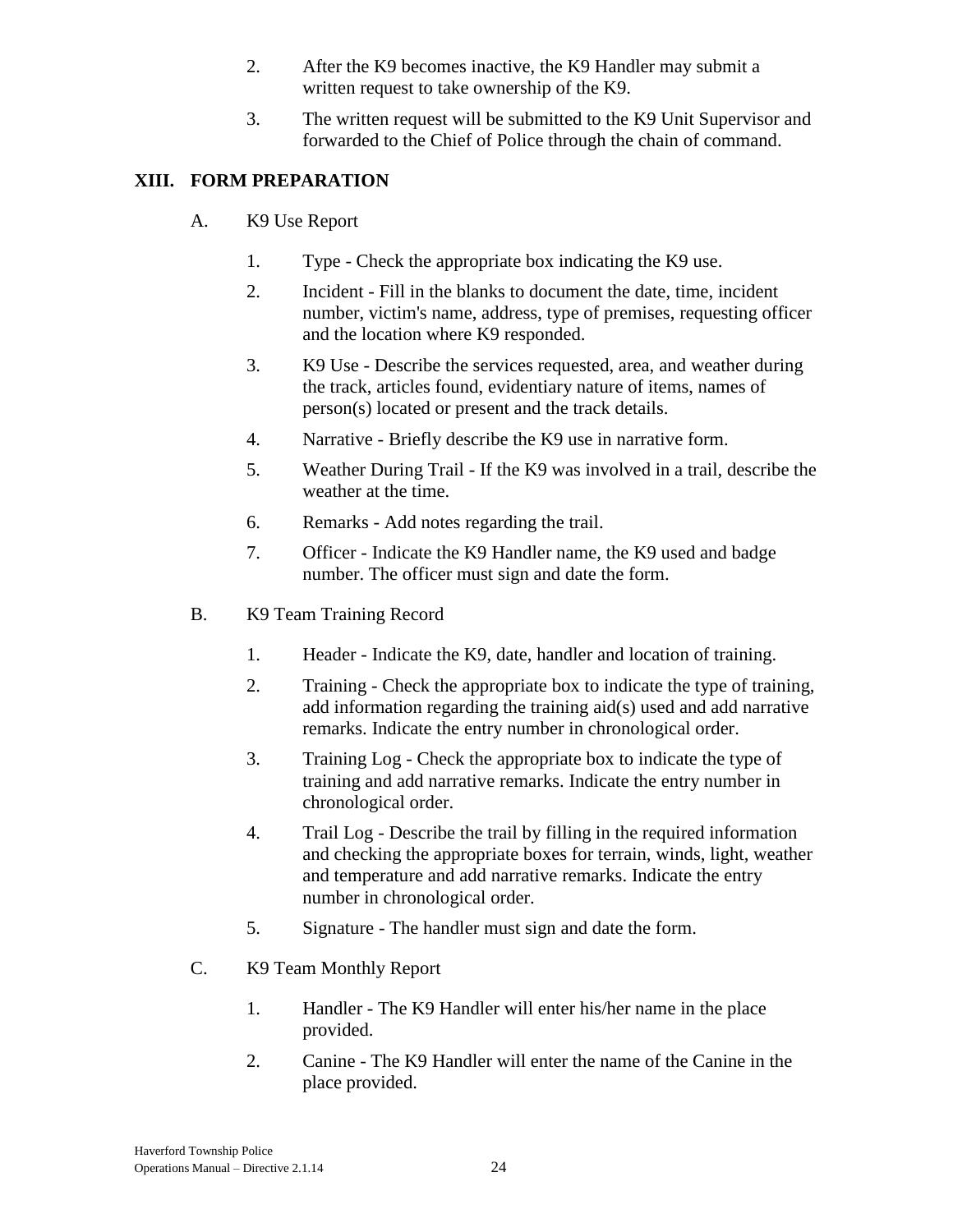2. After the K9 becomes inactive, the K9 Handler may submit a written request to take ownership of the K9.

3. The written request will be submitted to the K9 Unit Supervisor and forwarded to the Chief of Police through the chain of command.

## XIII. FORM PREPARATION

A. K9 Use Report

1. Type - Check the appropriate box indicating the K9 use.

2. Incident - Fill in the blanks to document the date, time, incident number, victim's name, address, type of premises, requesting officer and the location where K9 responded.

3. K9 Use - Describe the services requested, area, and weather during the track, articles found, evidentiary nature of items, names of person(s) located or present and the track details.

4. Narrative - Briefly describe the K9 use in narrative form.

5. Weather During Trail - If the K9 was involved in a trail, describe the weather at the time.

6. Remarks - Add notes regarding the trail.

7. Officer - Indicate the K9 Handler name, the K9 used and badge number. The officer must sign and date the form.

B. K9 Team Training Record

1. Header - Indicate the K9, date, handler and location of training.

2. Training - Check the appropriate box to indicate the type of training, add information regarding the training aid(s) used and add narrative remarks. Indicate the entry number in chronological order.

3. Training Log - Check the appropriate box to indicate the type of training and add narrative remarks. Indicate the entry number in chronological order.

4. Trail Log - Describe the trail by filling in the required information and checking the appropriate boxes for terrain, winds, light, weather and temperature and add narrative remarks. Indicate the entry number in chronological order.

5. Signature - The handler must sign and date the form.

C. K9 Team Monthly Report

1. Handler - The K9 Handler will enter his/her name in the place provided.

2. Canine - The K9 Handler will enter the name of the Canine in the place provided.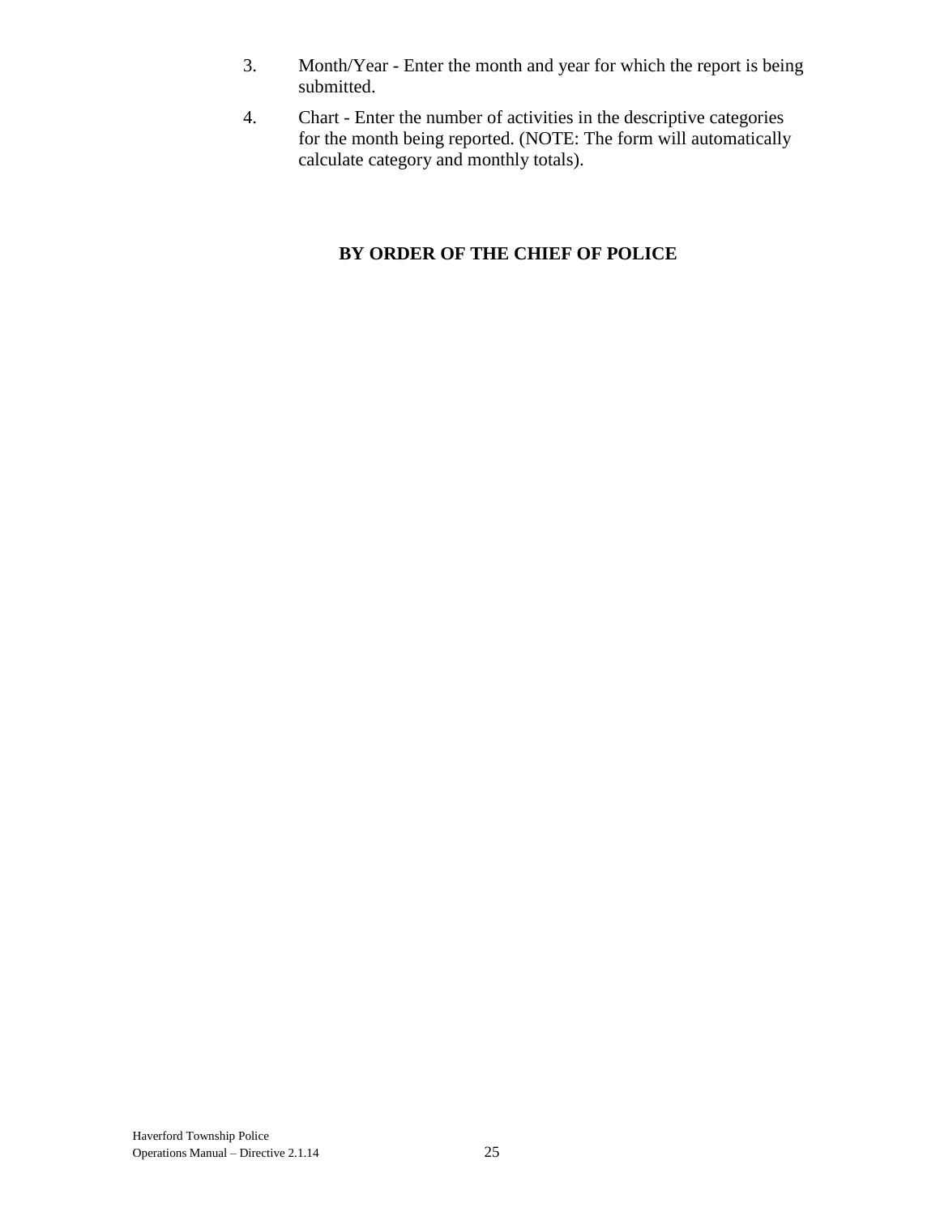3. Month/Year - Enter the month and year for which the report is being submitted.

4. Chart - Enter the number of activities in the descriptive categories for the month being reported. (NOTE: The form will automatically calculate category and monthly totals).

**BY ORDER OF THE CHIEF OF POLICE**